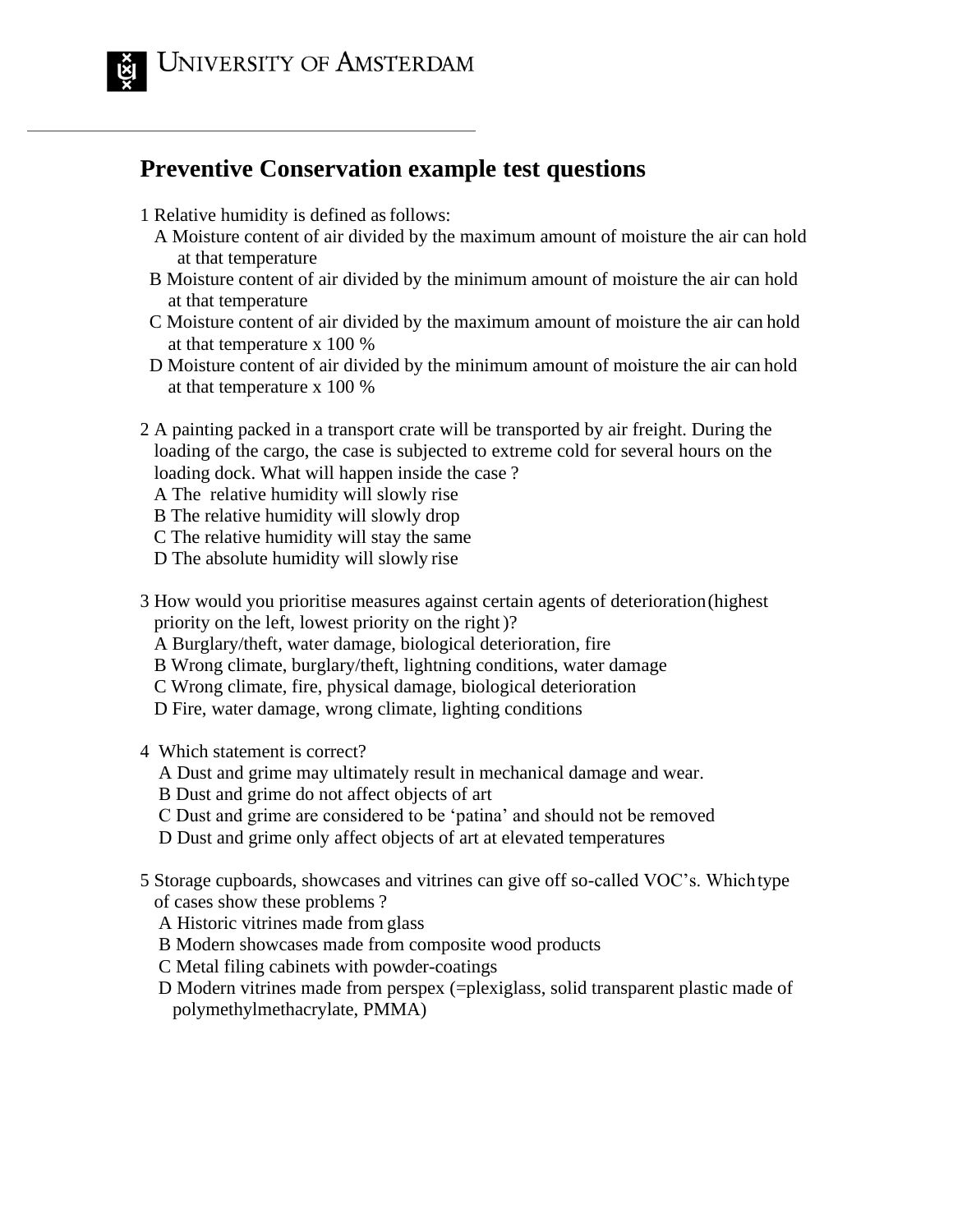UNIVERSITY OF AMSTERDAM

# Preventive Conservation example test questions

1 Relative humidity is defined as follows:

A Moisture content of air divided by the maximum amount of moisture the air can hold at that temperature

B Moisture content of air divided by the minimum amount of moisture the air can hold at that temperature

C Moisture content of air divided by the maximum amount of moisture the air can hold at that temperature x 100 %

D Moisture content of air divided by the minimum amount of moisture the air can hold at that temperature x 100 %

2 A painting packed in a transport crate will be transported by air freight. During the loading of the cargo, the case is subjected to extreme cold for several hours on the loading dock. What will happen inside the case ?

A The relative humidity will slowly rise

B The relative humidity will slowly drop

C The relative humidity will stay the same

D The absolute humidity will slowly rise

3 How would you prioritise measures against certain agents of deterioration (highest priority on the left, lowest priority on the right )?

A Burglary/theft, water damage, biological deterioration, fire

B Wrong climate, burglary/theft, lightning conditions, water damage

C Wrong climate, fire, physical damage, biological deterioration

D Fire, water damage, wrong climate, lighting conditions

4 Which statement is correct?

A Dust and grime may ultimately result in mechanical damage and wear.

B Dust and grime do not affect objects of art

C Dust and grime are considered to be 'patina' and should not be removed

D Dust and grime only affect objects of art at elevated temperatures

5 Storage cupboards, showcases and vitrines can give off so-called VOC's. Which type of cases show these problems ?

A Historic vitrines made from glass

B Modern showcases made from composite wood products

C Metal filing cabinets with powder-coatings

D Modern vitrines made from perspex (=plexiglass, solid transparent plastic made of polymethylmethacrylate, PMMA)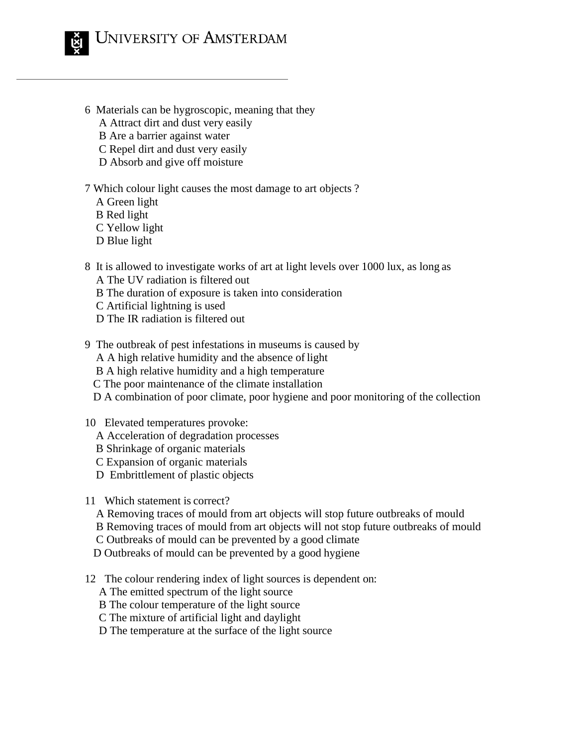6 Materials can be hygroscopic, meaning that they

A Attract dirt and dust very easily
B Are a barrier against water
C Repel dirt and dust very easily
D Absorb and give off moisture

7 Which colour light causes the most damage to art objects ?

A Green light
B Red light
C Yellow light
D Blue light

8 It is allowed to investigate works of art at light levels over 1000 lux, as long as

A The UV radiation is filtered out
B The duration of exposure is taken into consideration
C Artificial lightning is used
D The IR radiation is filtered out

9 The outbreak of pest infestations in museums is caused by

A A high relative humidity and the absence of light
B A high relative humidity and a high temperature
C The poor maintenance of the climate installation
D A combination of poor climate, poor hygiene and poor monitoring of the collection

10 Elevated temperatures provoke:

A Acceleration of degradation processes
B Shrinkage of organic materials
C Expansion of organic materials
D Embrittlement of plastic objects

11 Which statement is correct?

A Removing traces of mould from art objects will stop future outbreaks of mould
B Removing traces of mould from art objects will not stop future outbreaks of mould
C Outbreaks of mould can be prevented by a good climate
D Outbreaks of mould can be prevented by a good hygiene

12 The colour rendering index of light sources is dependent on:

A The emitted spectrum of the light source
B The colour temperature of the light source
C The mixture of artificial light and daylight
D The temperature at the surface of the light source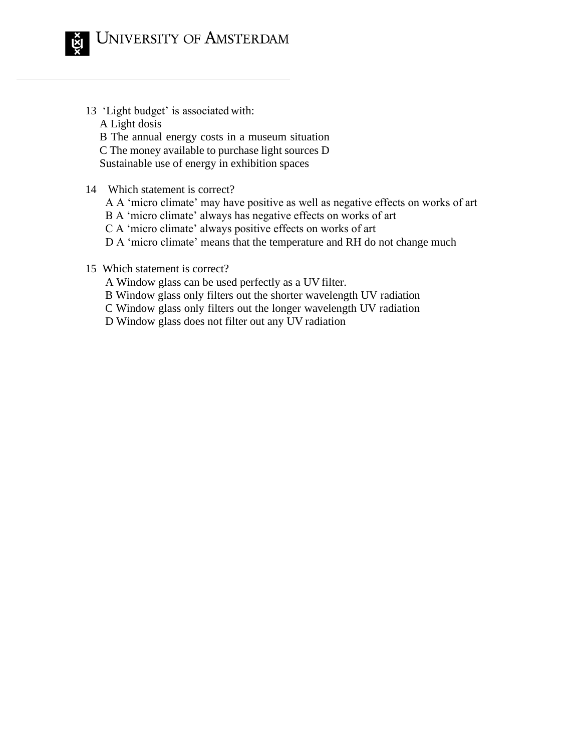13 'Light budget' is associated with:

A Light dosis

B The annual energy costs in a museum situation

C The money available to purchase light sources

D Sustainable use of energy in exhibition spaces

14 Which statement is correct?

A A 'micro climate' may have positive as well as negative effects on works of art

B A 'micro climate' always has negative effects on works of art

C A 'micro climate' always positive effects on works of art

D A 'micro climate' means that the temperature and RH do not change much

15 Which statement is correct?

A Window glass can be used perfectly as a UV filter.

B Window glass only filters out the shorter wavelength UV radiation

C Window glass only filters out the longer wavelength UV radiation

D Window glass does not filter out any UV radiation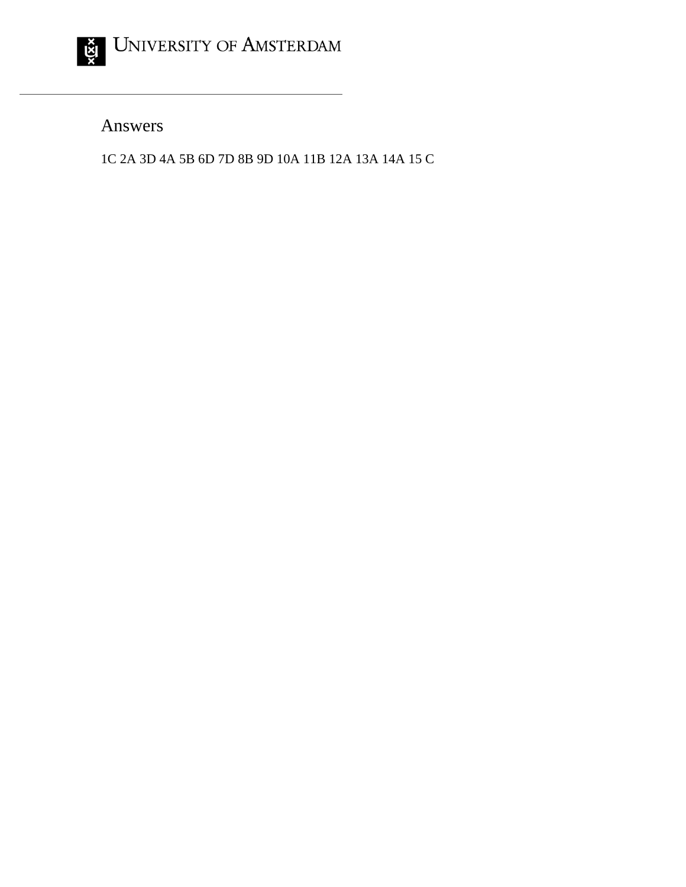# Answers

1C 2A 3D 4A 5B 6D 7D 8B 9D 10A 11B 12A 13A 14A 15 C